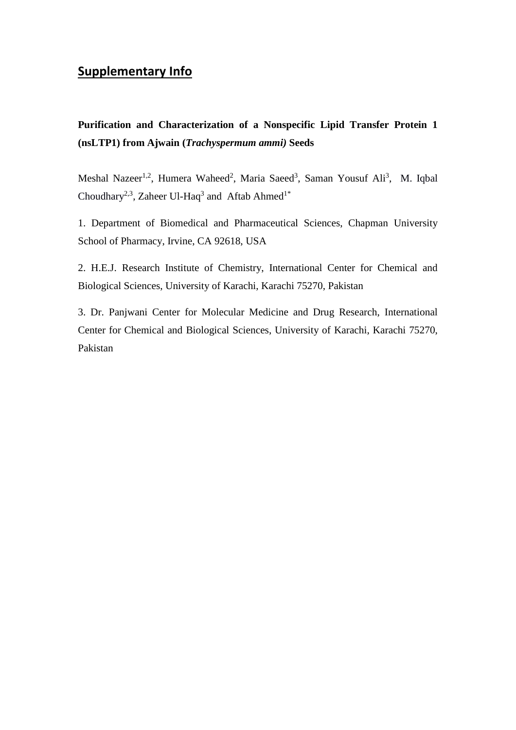# Supplementary Info

**Purification and Characterization of a Nonspecific Lipid Transfer Protein 1 (nsLTP1) from Ajwain (*Trachyspermum ammi)* Seeds**

Meshal Nazeer[1,2], Humera Waheed[2], Maria Saeed[3], Saman Yousuf Ali[3], M. Iqbal Choudhary[2,3], Zaheer Ul-Haq[3] and Aftab Ahmed[1*]

1. Department of Biomedical and Pharmaceutical Sciences, Chapman University School of Pharmacy, Irvine, CA 92618, USA

2. H.E.J. Research Institute of Chemistry, International Center for Chemical and Biological Sciences, University of Karachi, Karachi 75270, Pakistan

3. Dr. Panjwani Center for Molecular Medicine and Drug Research, International Center for Chemical and Biological Sciences, University of Karachi, Karachi 75270, Pakistan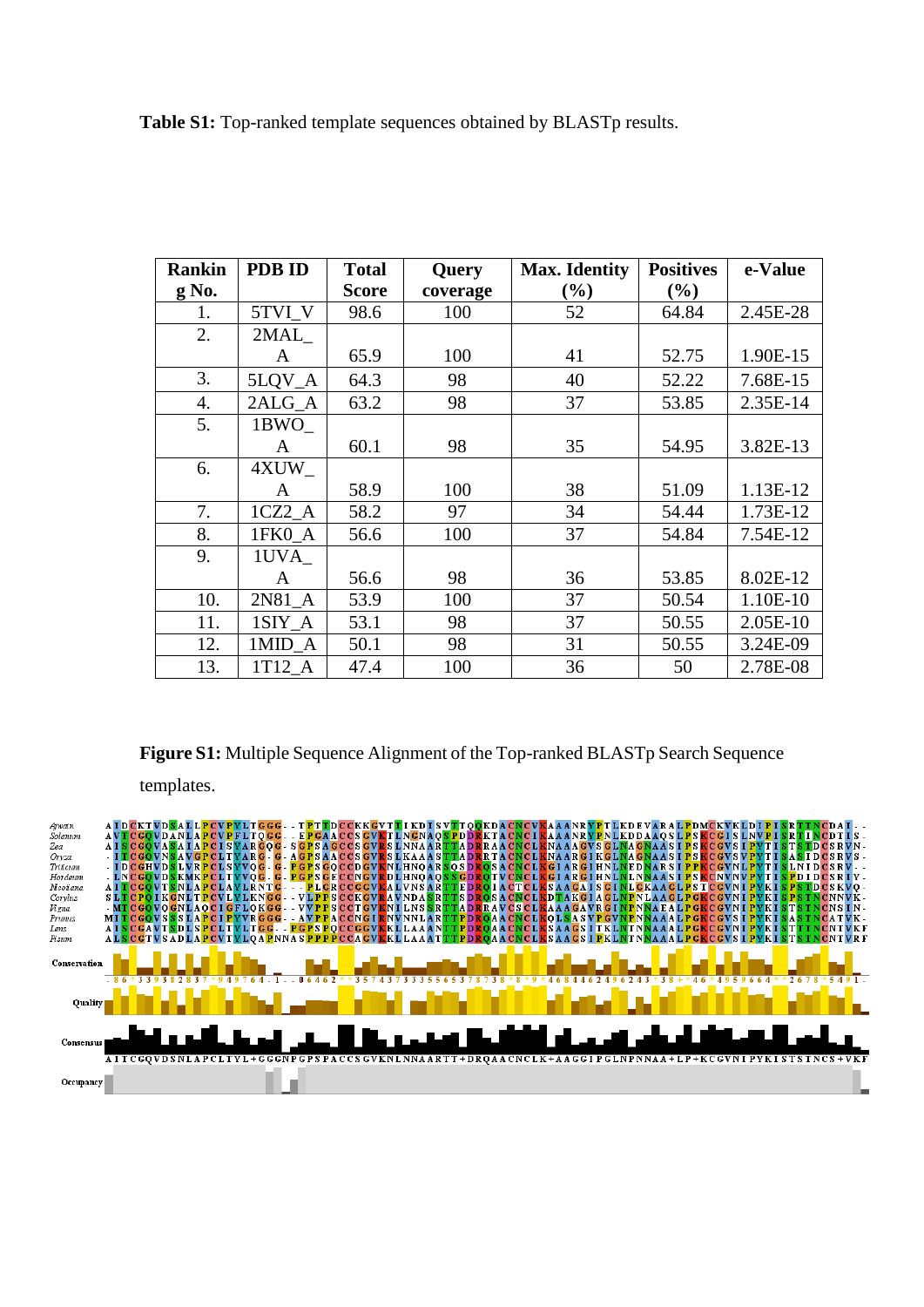**Table S1:** Top-ranked template sequences obtained by BLASTp results.

| Ranking No. | PDB ID | Total Score | Query coverage | Max. Identity (%) | Positives (%) | e-Value |
|---|---|---|---|---|---|---|
| 1. | 5TVI_V | 98.6 | 100 | 52 | 64.84 | 2.45E-28 |
| 2. | 2MAL_A | 65.9 | 100 | 41 | 52.75 | 1.90E-15 |
| 3. | 5LQV_A | 64.3 | 98 | 40 | 52.22 | 7.68E-15 |
| 4. | 2ALG_A | 63.2 | 98 | 37 | 53.85 | 2.35E-14 |
| 5. | 1BWO_A | 60.1 | 98 | 35 | 54.95 | 3.82E-13 |
| 6. | 4XUW_A | 58.9 | 100 | 38 | 51.09 | 1.13E-12 |
| 7. | 1CZ2_A | 58.2 | 97 | 34 | 54.44 | 1.73E-12 |
| 8. | 1FK0_A | 56.6 | 100 | 37 | 54.84 | 7.54E-12 |
| 9. | 1UVA_A | 56.6 | 98 | 36 | 53.85 | 8.02E-12 |
| 10. | 2N81_A | 53.9 | 100 | 37 | 50.54 | 1.10E-10 |
| 11. | 1SIY_A | 53.1 | 98 | 37 | 50.55 | 2.05E-10 |
| 12. | 1MID_A | 50.1 | 98 | 31 | 50.55 | 3.24E-09 |
| 13. | 1T12_A | 47.4 | 100 | 36 | 50 | 2.78E-08 |

**Figure S1:** Multiple Sequence Alignment of the Top-ranked BLASTp Search Sequence templates.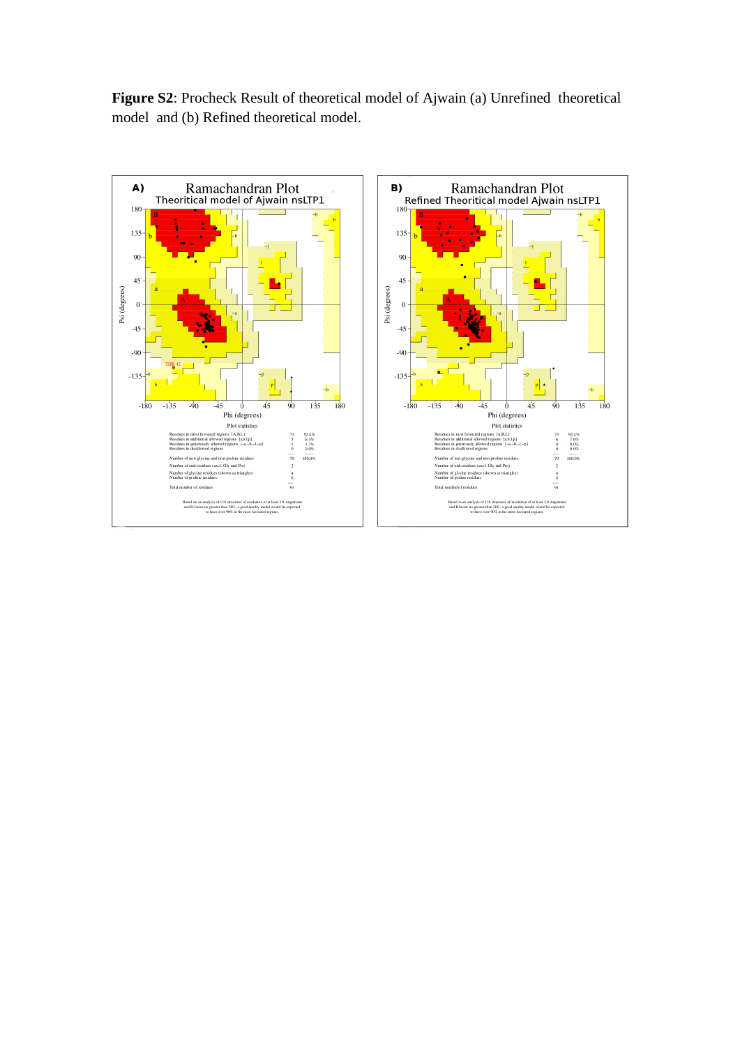**Figure S2**: Procheck Result of theoretical model of Ajwain (a) Unrefined theoretical model and (b) Refined theoretical model.

A)

Ramachandran Plot

Theoritical model of Ajwain nsLTP1

THR 42

Psi (degrees)

Phi (degrees)

Plot statistics

Residues in most favoured regions [A,B,L] 73 92.4%

Residues in additional allowed regions [a,b,l,p] 5 6.3%

Residues in generously allowed regions [~a,~b,~l,~p] 1 1.3%

Residues in disallowed regions 0 0.0%

Number of non-glycine and non-proline residues 79 100.0%

Number of end-residues (excl. Gly and Pro) 2

Number of glycine residues (shown as triangles) 4

Number of proline residues 6

Total number of residues 91

Based on an analysis of 118 structures of resolution of at least 2.0 Angstroms and R-factor no greater than 20%, a good quality model would be expected to have over 90% in the most favoured regions.

B)

Ramachandran Plot

Refined Theoritical model Ajwain nsLTP1

Psi (degrees)

Phi (degrees)

Plot statistics

Residues in most favoured regions [A,B,L] 73 92.4%

Residues in additional allowed regions [a,b,l,p] 6 7.6%

Residues in generously allowed regions [~a,~b,~l,~p] 0 0.0%

Residues in disallowed regions 0 0.0%

Number of non-glycine and non-proline residues 79 100.0%

Number of end-residues (excl. Gly and Pro) 2

Number of glycine residues (shown as triangles) 4

Number of proline residues 6

Total number of residues 91

Based on an analysis of 118 structures of resolution of at least 2.0 Angstroms and R-factor no greater than 20%, a good quality model would be expected to have over 90% in the most favoured regions.